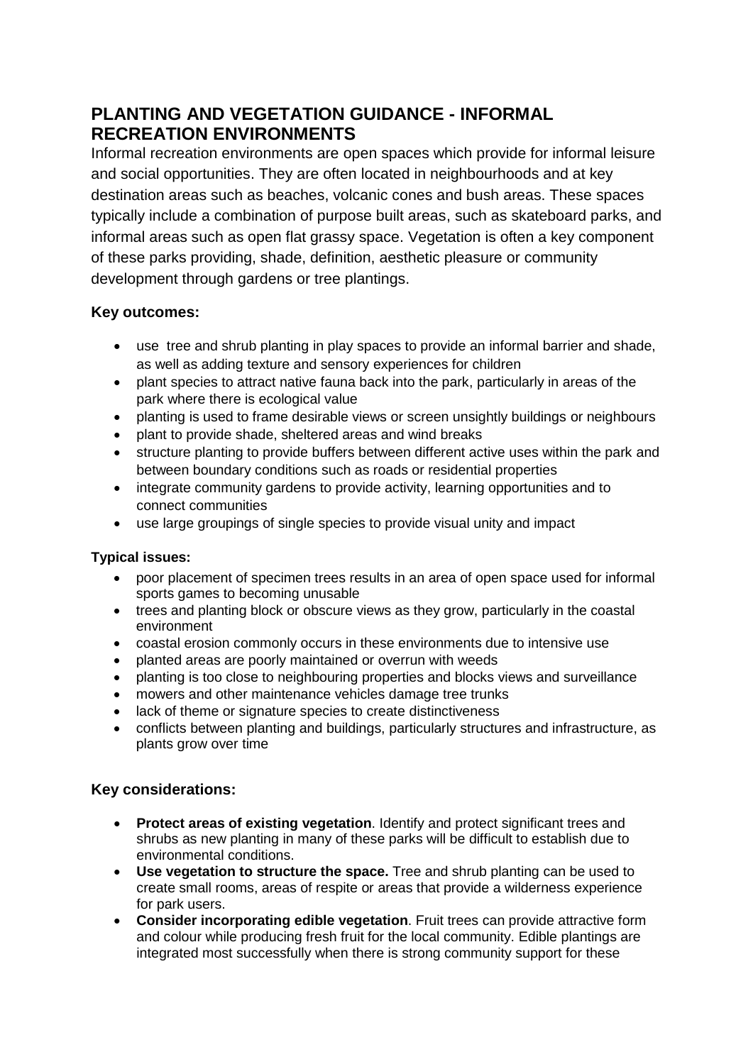# PLANTING AND VEGETATION GUIDANCE - INFORMAL RECREATION ENVIRONMENTS

Informal recreation environments are open spaces which provide for informal leisure and social opportunities. They are often located in neighbourhoods and at key destination areas such as beaches, volcanic cones and bush areas. These spaces typically include a combination of purpose built areas, such as skateboard parks, and informal areas such as open flat grassy space. Vegetation is often a key component of these parks providing, shade, definition, aesthetic pleasure or community development through gardens or tree plantings.

### Key outcomes:

- use tree and shrub planting in play spaces to provide an informal barrier and shade, as well as adding texture and sensory experiences for children
- plant species to attract native fauna back into the park, particularly in areas of the park where there is ecological value
- planting is used to frame desirable views or screen unsightly buildings or neighbours
- plant to provide shade, sheltered areas and wind breaks
- structure planting to provide buffers between different active uses within the park and between boundary conditions such as roads or residential properties
- integrate community gardens to provide activity, learning opportunities and to connect communities
- use large groupings of single species to provide visual unity and impact

### Typical issues:

- poor placement of specimen trees results in an area of open space used for informal sports games to becoming unusable
- trees and planting block or obscure views as they grow, particularly in the coastal environment
- coastal erosion commonly occurs in these environments due to intensive use
- planted areas are poorly maintained or overrun with weeds
- planting is too close to neighbouring properties and blocks views and surveillance
- mowers and other maintenance vehicles damage tree trunks
- lack of theme or signature species to create distinctiveness
- conflicts between planting and buildings, particularly structures and infrastructure, as plants grow over time

### Key considerations:

- **Protect areas of existing vegetation**. Identify and protect significant trees and shrubs as new planting in many of these parks will be difficult to establish due to environmental conditions.
- **Use vegetation to structure the space.** Tree and shrub planting can be used to create small rooms, areas of respite or areas that provide a wilderness experience for park users.
- **Consider incorporating edible vegetation**. Fruit trees can provide attractive form and colour while producing fresh fruit for the local community. Edible plantings are integrated most successfully when there is strong community support for these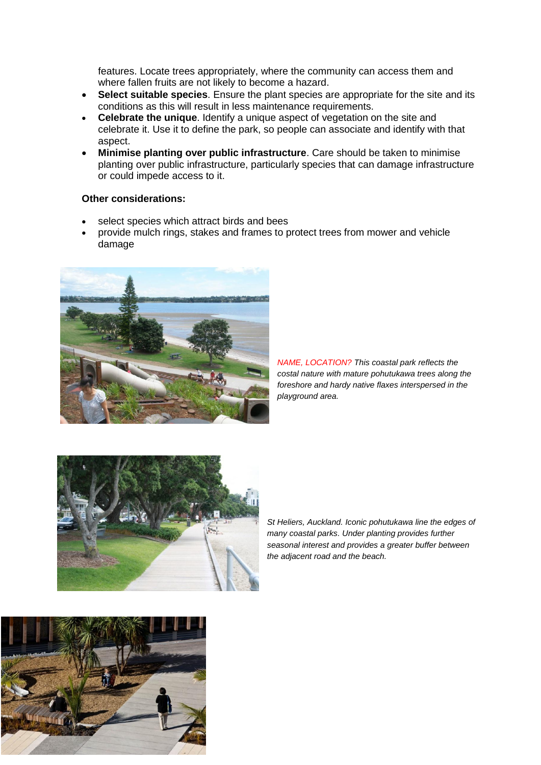features. Locate trees appropriately, where the community can access them and where fallen fruits are not likely to become a hazard.

- **Select suitable species**. Ensure the plant species are appropriate for the site and its conditions as this will result in less maintenance requirements.
- **Celebrate the unique**. Identify a unique aspect of vegetation on the site and celebrate it. Use it to define the park, so people can associate and identify with that aspect.
- **Minimise planting over public infrastructure**. Care should be taken to minimise planting over public infrastructure, particularly species that can damage infrastructure or could impede access to it.

**Other considerations:**

- select species which attract birds and bees
- provide mulch rings, stakes and frames to protect trees from mower and vehicle damage

*NAME, LOCATION? This coastal park reflects the costal nature with mature pohutukawa trees along the foreshore and hardy native flaxes interspersed in the playground area.*

*St Heliers, Auckland. Iconic pohutukawa line the edges of many coastal parks. Under planting provides further seasonal interest and provides a greater buffer between the adjacent road and the beach.*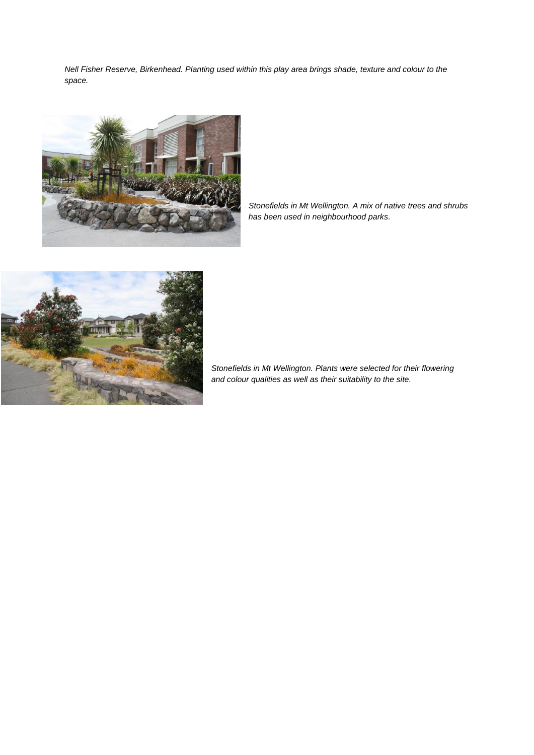*Nell Fisher Reserve, Birkenhead. Planting used within this play area brings shade, texture and colour to the space.*

*Stonefields in Mt Wellington. A mix of native trees and shrubs has been used in neighbourhood parks.*

*Stonefields in Mt Wellington. Plants were selected for their flowering and colour qualities as well as their suitability to the site.*